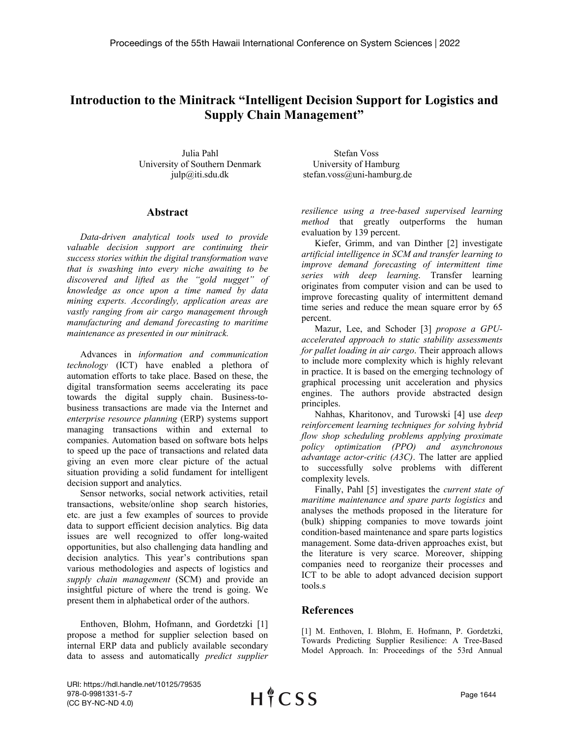# Introduction to the Minitrack "Intelligent Decision Support for Logistics and Supply Chain Management"

Julia Pahl
University of Southern Denmark
julp@iti.sdu.dk

Stefan Voss
University of Hamburg
stefan.voss@uni-hamburg.de

## Abstract

*Data-driven analytical tools used to provide valuable decision support are continuing their success stories within the digital transformation wave that is swashing into every niche awaiting to be discovered and lifted as the "gold nugget" of knowledge as once upon a time named by data mining experts. Accordingly, application areas are vastly ranging from air cargo management through manufacturing and demand forecasting to maritime maintenance as presented in our minitrack.*

Advances in *information and communication technology* (ICT) have enabled a plethora of automation efforts to take place. Based on these, the digital transformation seems accelerating its pace towards the digital supply chain. Business-to-business transactions are made via the Internet and *enterprise resource planning* (ERP) systems support managing transactions within and external to companies. Automation based on software bots helps to speed up the pace of transactions and related data giving an even more clear picture of the actual situation providing a solid fundament for intelligent decision support and analytics.

Sensor networks, social network activities, retail transactions, website/online shop search histories, etc. are just a few examples of sources to provide data to support efficient decision analytics. Big data issues are well recognized to offer long-waited opportunities, but also challenging data handling and decision analytics. This year's contributions span various methodologies and aspects of logistics and *supply chain management* (SCM) and provide an insightful picture of where the trend is going. We present them in alphabetical order of the authors.

Enthoven, Blohm, Hofmann, and Gordetzki [1] propose a method for supplier selection based on internal ERP data and publicly available secondary data to assess and automatically *predict supplier resilience using a tree-based supervised learning method* that greatly outperforms the human evaluation by 139 percent.

Kiefer, Grimm, and van Dinther [2] investigate *artificial intelligence in SCM and transfer learning to improve demand forecasting of intermittent time series with deep learning*. Transfer learning originates from computer vision and can be used to improve forecasting quality of intermittent demand time series and reduce the mean square error by 65 percent.

Mazur, Lee, and Schoder [3] *propose a GPU-accelerated approach to static stability assessments for pallet loading in air cargo*. Their approach allows to include more complexity which is highly relevant in practice. It is based on the emerging technology of graphical processing unit acceleration and physics engines. The authors provide abstracted design principles.

Nahhas, Kharitonov, and Turowski [4] use *deep reinforcement learning techniques for solving hybrid flow shop scheduling problems applying proximate policy optimization (PPO) and asynchronous advantage actor-critic (A3C)*. The latter are applied to successfully solve problems with different complexity levels.

Finally, Pahl [5] investigates the *current state of maritime maintenance and spare parts logistics* and analyses the methods proposed in the literature for (bulk) shipping companies to move towards joint condition-based maintenance and spare parts logistics management. Some data-driven approaches exist, but the literature is very scarce. Moreover, shipping companies need to reorganize their processes and ICT to be able to adopt advanced decision support tools.s

## References

[1] M. Enthoven, I. Blohm, E. Hofmann, P. Gordetzki, Towards Predicting Supplier Resilience: A Tree-Based Model Approach. In: Proceedings of the 53rd Annual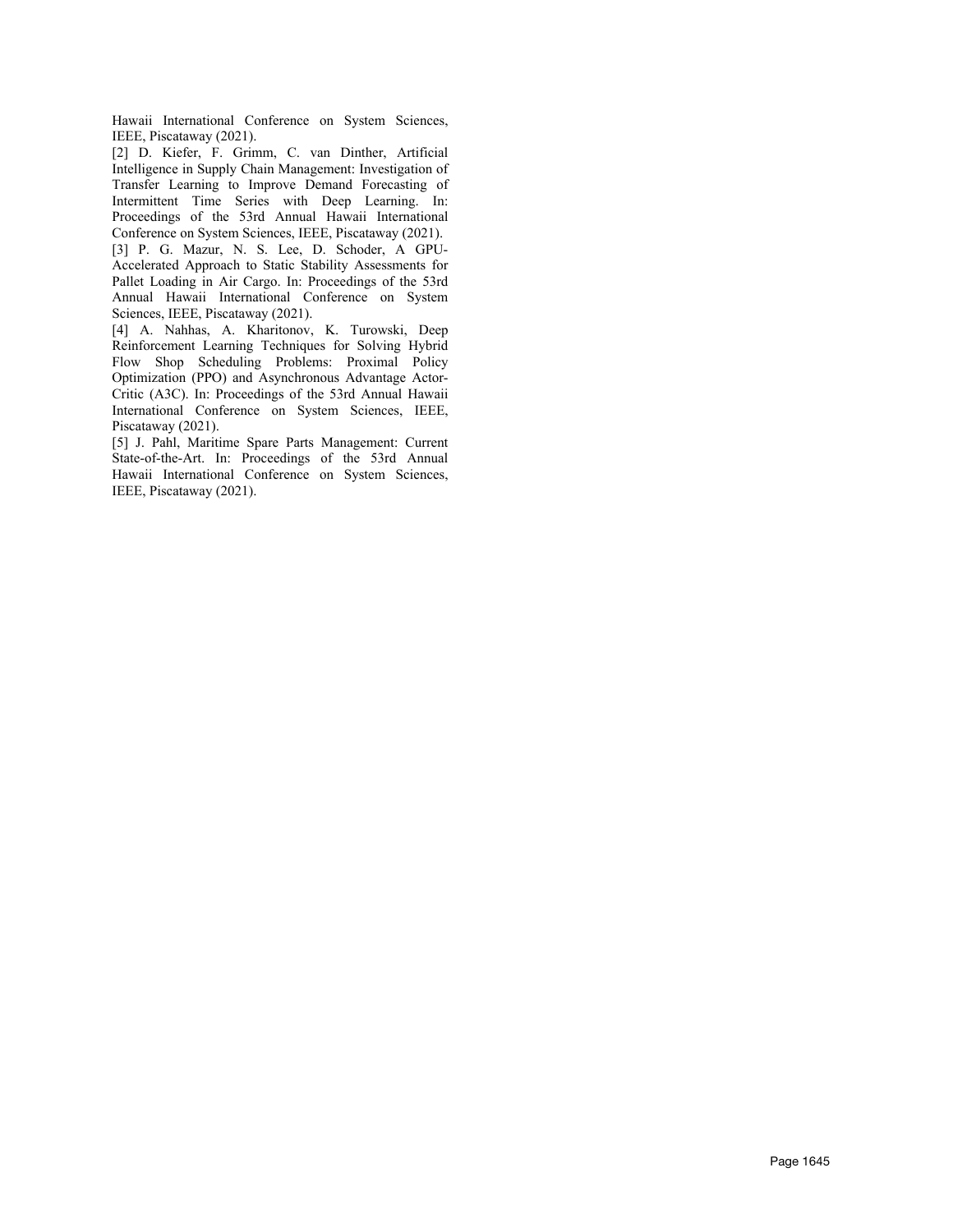Hawaii International Conference on System Sciences, IEEE, Piscataway (2021).

[2] D. Kiefer, F. Grimm, C. van Dinther, Artificial Intelligence in Supply Chain Management: Investigation of Transfer Learning to Improve Demand Forecasting of Intermittent Time Series with Deep Learning. In: Proceedings of the 53rd Annual Hawaii International Conference on System Sciences, IEEE, Piscataway (2021).

[3] P. G. Mazur, N. S. Lee, D. Schoder, A GPU-Accelerated Approach to Static Stability Assessments for Pallet Loading in Air Cargo. In: Proceedings of the 53rd Annual Hawaii International Conference on System Sciences, IEEE, Piscataway (2021).

[4] A. Nahhas, A. Kharitonov, K. Turowski, Deep Reinforcement Learning Techniques for Solving Hybrid Flow Shop Scheduling Problems: Proximal Policy Optimization (PPO) and Asynchronous Advantage Actor-Critic (A3C). In: Proceedings of the 53rd Annual Hawaii International Conference on System Sciences, IEEE, Piscataway (2021).

[5] J. Pahl, Maritime Spare Parts Management: Current State-of-the-Art. In: Proceedings of the 53rd Annual Hawaii International Conference on System Sciences, IEEE, Piscataway (2021).